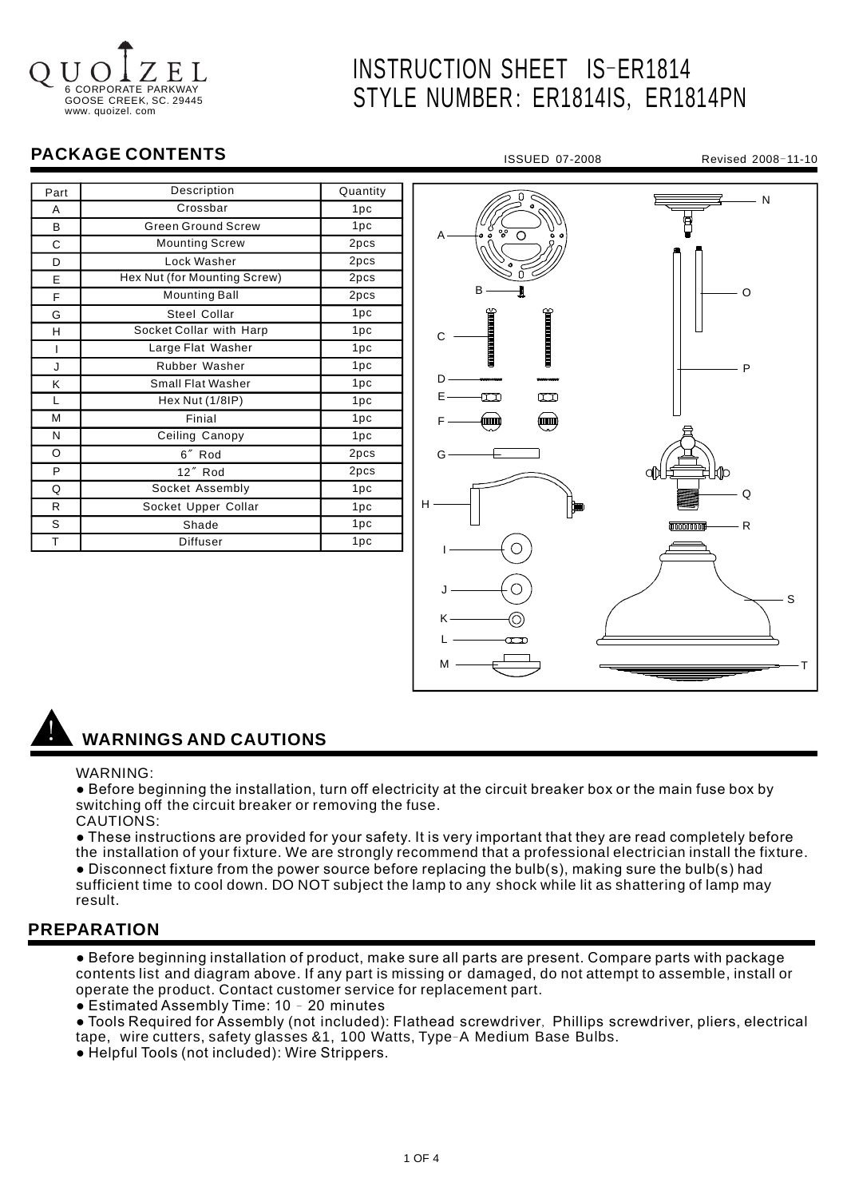QUOIZEL
6 CORPORATE PARKWAY
GOOSE CREEK, SC. 29445
www. quoizel. com

# INSTRUCTION SHEET IS-ER1814
# STYLE NUMBER: ER1814IS, ER1814PN

## PACKAGE CONTENTS

ISSUED 07-2008 Revised 2008-11-10

| Part | Description | Quantity |
|---|---|---|
| A | Crossbar | 1pc |
| B | Green Ground Screw | 1pc |
| C | Mounting Screw | 2pcs |
| D | Lock Washer | 2pcs |
| E | Hex Nut (for Mounting Screw) | 2pcs |
| F | Mounting Ball | 2pcs |
| G | Steel Collar | 1pc |
| H | Socket Collar with Harp | 1pc |
| I | Large Flat Washer | 1pc |
| J | Rubber Washer | 1pc |
| K | Small Flat Washer | 1pc |
| L | Hex Nut (1/8IP) | 1pc |
| M | Finial | 1pc |
| N | Ceiling Canopy | 1pc |
| O | 6˝ Rod | 2pcs |
| P | 12˝ Rod | 2pcs |
| Q | Socket Assembly | 1pc |
| R | Socket Upper Collar | 1pc |
| S | Shade | 1pc |
| T | Diffuser | 1pc |

## WARNINGS AND CAUTIONS

WARNING:

- Before beginning the installation, turn off electricity at the circuit breaker box or the main fuse box by switching off the circuit breaker or removing the fuse.

CAUTIONS:

- These instructions are provided for your safety. It is very important that they are read completely before the installation of your fixture. We are strongly recommend that a professional electrician install the fixture.
- Disconnect fixture from the power source before replacing the bulb(s), making sure the bulb(s) had sufficient time to cool down. DO NOT subject the lamp to any shock while lit as shattering of lamp may result.

## PREPARATION

- Before beginning installation of product, make sure all parts are present. Compare parts with package contents list and diagram above. If any part is missing or damaged, do not attempt to assemble, install or operate the product. Contact customer service for replacement part.
- Estimated Assembly Time: 10 - 20 minutes
- Tools Required for Assembly (not included): Flathead screwdriver, Phillips screwdriver, pliers, electrical tape, wire cutters, safety glasses &1, 100 Watts, Type-A Medium Base Bulbs.
- Helpful Tools (not included): Wire Strippers.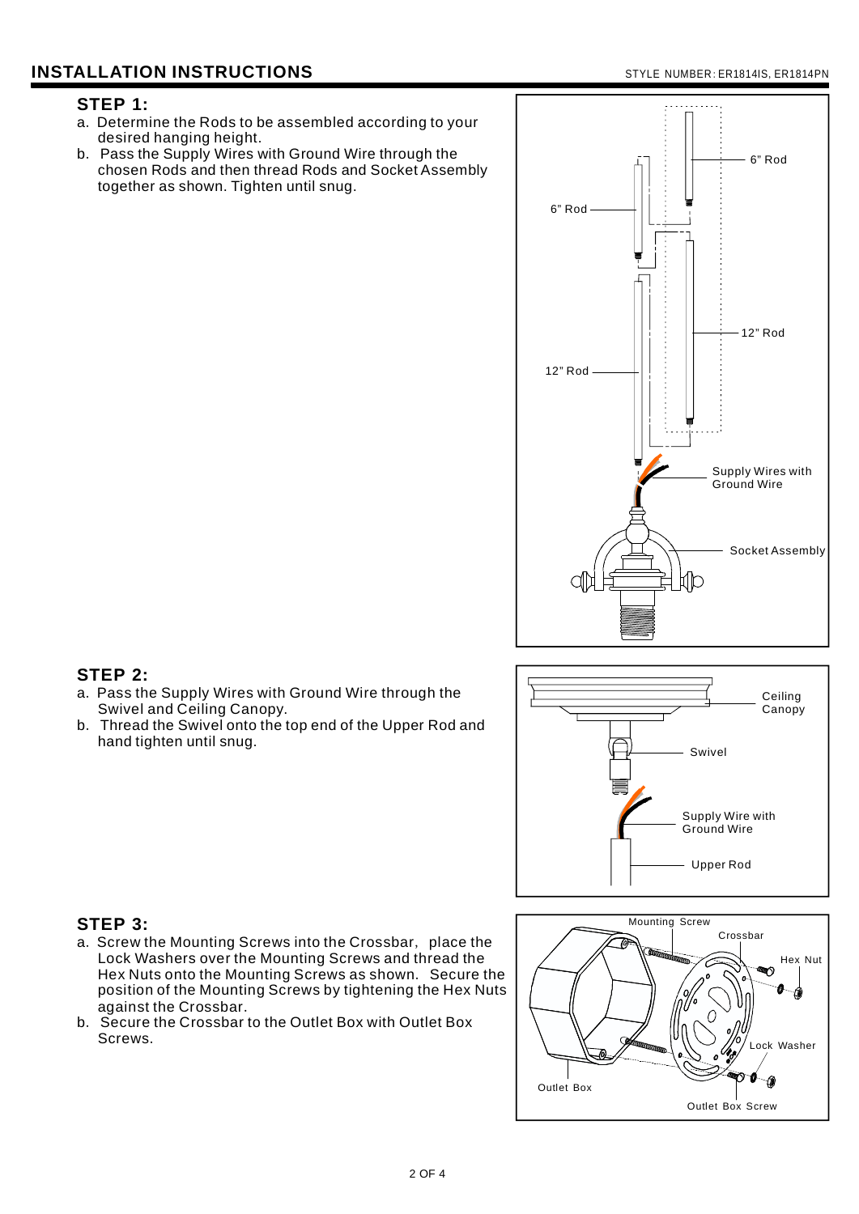# INSTALLATION INSTRUCTIONS

STYLE NUMBER: ER1814IS, ER1814PN

## STEP 1:

a. Determine the Rods to be assembled according to your desired hanging height.
b. Pass the Supply Wires with Ground Wire through the chosen Rods and then thread Rods and Socket Assembly together as shown. Tighten until snug.

## STEP 2:

a. Pass the Supply Wires with Ground Wire through the Swivel and Ceiling Canopy.
b. Thread the Swivel onto the top end of the Upper Rod and hand tighten until snug.

## STEP 3:

a. Screw the Mounting Screws into the Crossbar, place the Lock Washers over the Mounting Screws and thread the Hex Nuts onto the Mounting Screws as shown. Secure the position of the Mounting Screws by tightening the Hex Nuts against the Crossbar.
b. Secure the Crossbar to the Outlet Box with Outlet Box Screws.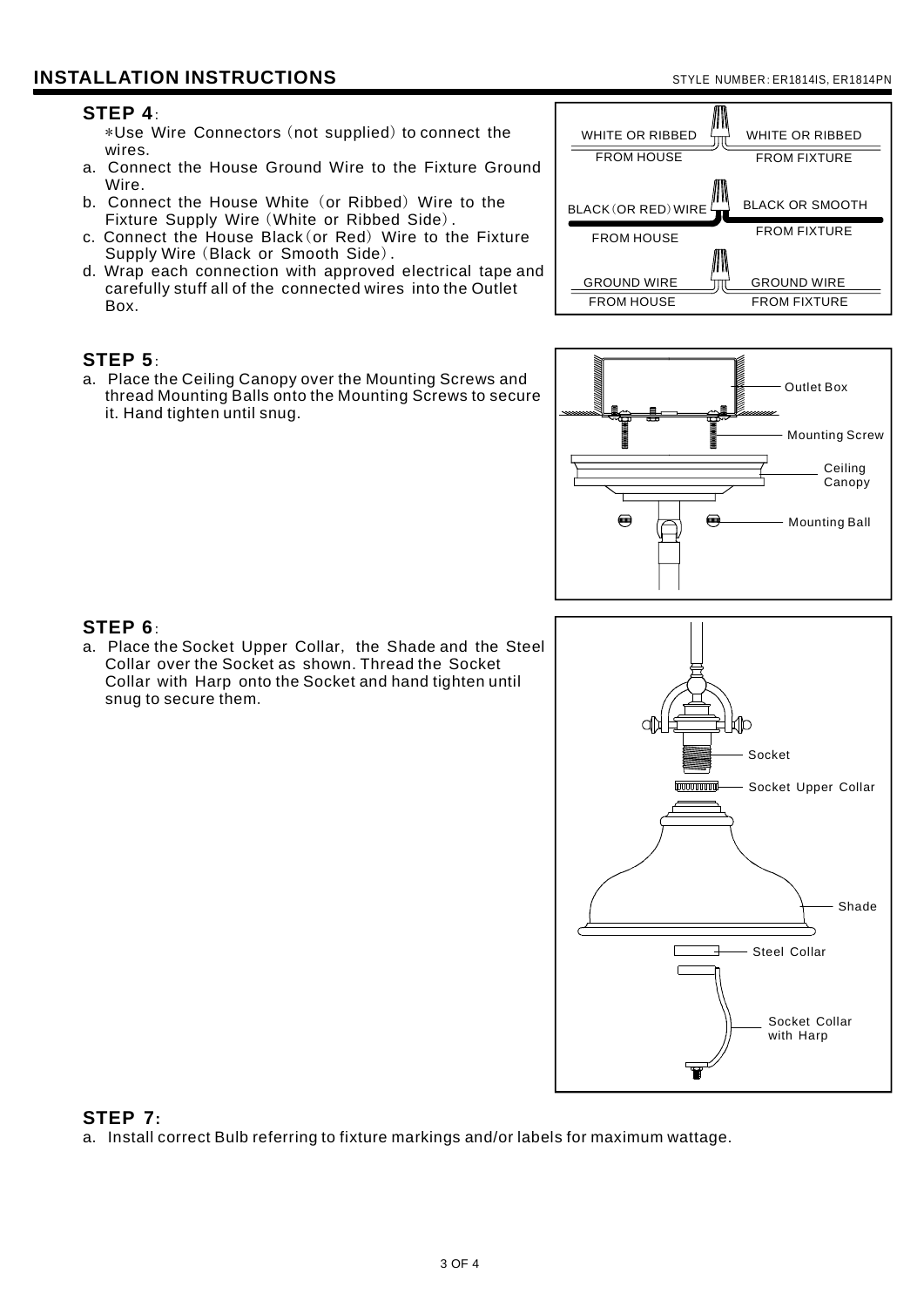## INSTALLATION INSTRUCTIONS

STYLE NUMBER: ER1814IS, ER1814PN

### STEP 4:

*Use Wire Connectors (not supplied) to connect the wires.

a. Connect the House Ground Wire to the Fixture Ground Wire.
b. Connect the House White (or Ribbed) Wire to the Fixture Supply Wire (White or Ribbed Side).
c. Connect the House Black (or Red) Wire to the Fixture Supply Wire (Black or Smooth Side).
d. Wrap each connection with approved electrical tape and carefully stuff all of the connected wires into the Outlet Box.

WHITE OR RIBBED FROM HOUSE — WHITE OR RIBBED FROM FIXTURE

BLACK (OR RED) WIRE FROM HOUSE — BLACK OR SMOOTH FROM FIXTURE

GROUND WIRE FROM HOUSE — GROUND WIRE FROM FIXTURE

### STEP 5:

a. Place the Ceiling Canopy over the Mounting Screws and thread Mounting Balls onto the Mounting Screws to secure it. Hand tighten until snug.

Outlet Box
Mounting Screw
Ceiling Canopy
Mounting Ball

### STEP 6:

a. Place the Socket Upper Collar, the Shade and the Steel Collar over the Socket as shown. Thread the Socket Collar with Harp onto the Socket and hand tighten until snug to secure them.

Socket
Socket Upper Collar
Shade
Steel Collar
Socket Collar with Harp

### STEP 7:

a. Install correct Bulb referring to fixture markings and/or labels for maximum wattage.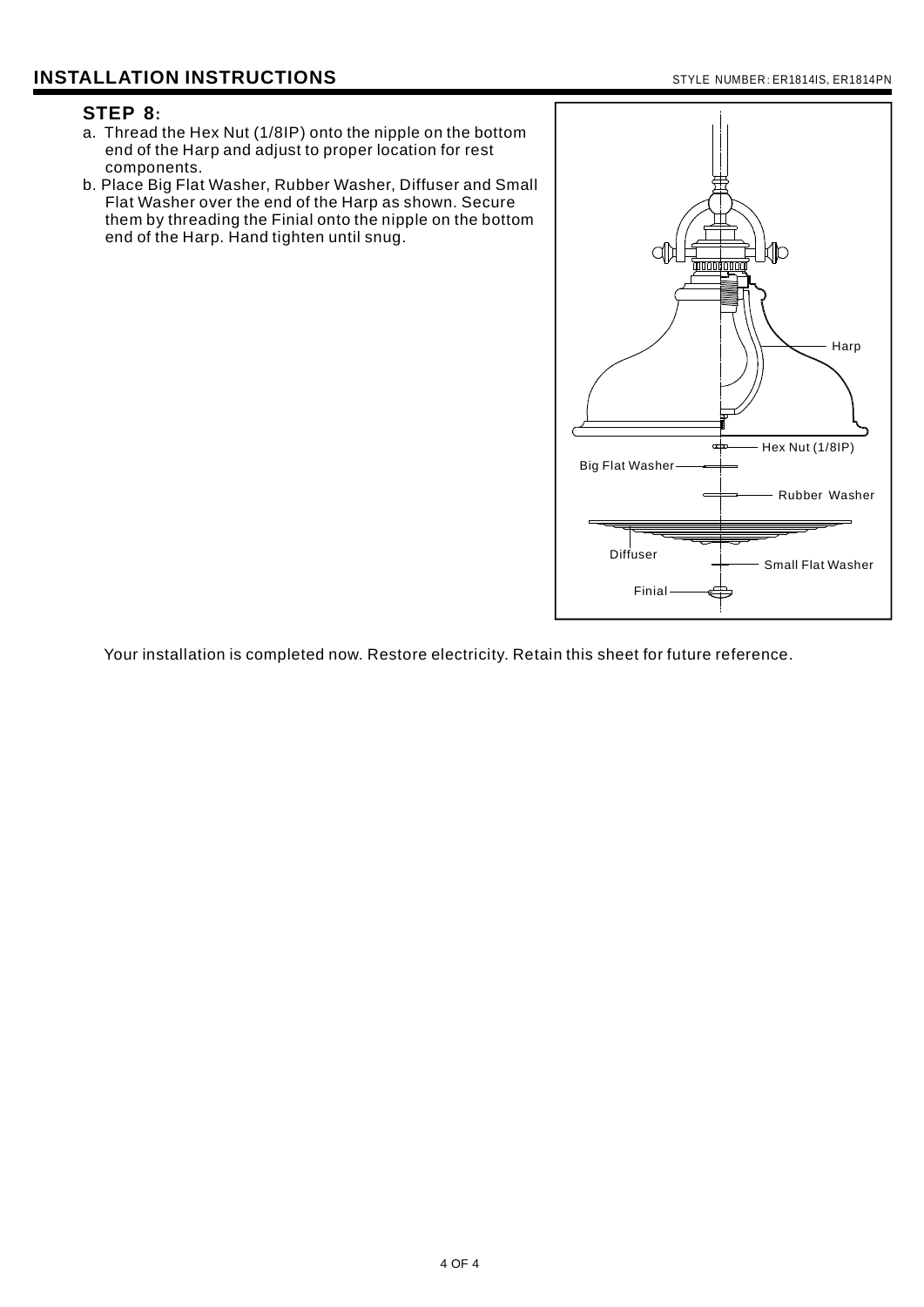## INSTALLATION INSTRUCTIONS

STYLE NUMBER: ER1814IS, ER1814PN

### STEP 8:

a. Thread the Hex Nut (1/8IP) onto the nipple on the bottom end of the Harp and adjust to proper location for rest components.

b. Place Big Flat Washer, Rubber Washer, Diffuser and Small Flat Washer over the end of the Harp as shown. Secure them by threading the Finial onto the nipple on the bottom end of the Harp. Hand tighten until snug.

Harp

Hex Nut (1/8IP)

Big Flat Washer

Rubber Washer

Diffuser

Small Flat Washer

Finial

Your installation is completed now. Restore electricity. Retain this sheet for future reference.